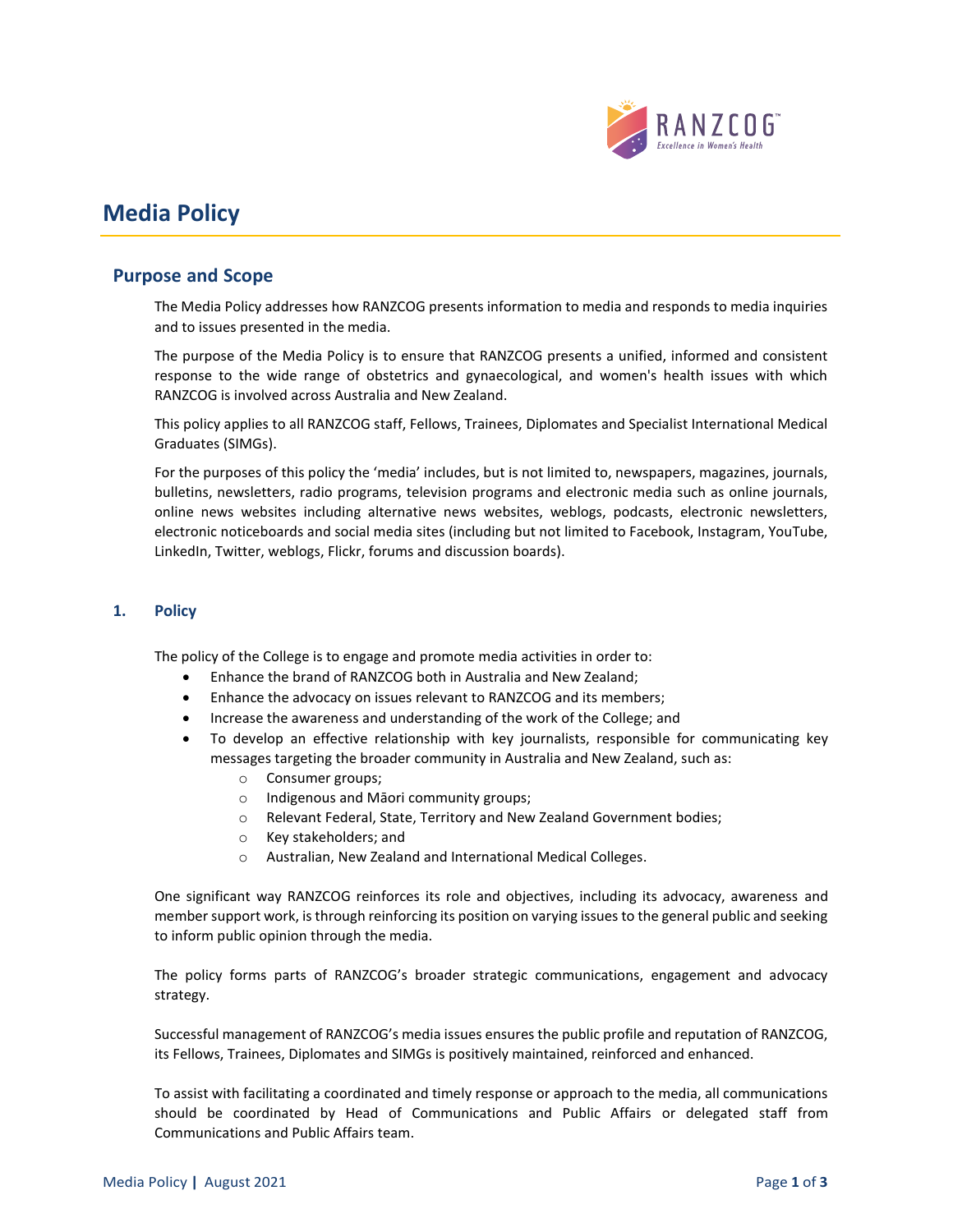# Media Policy

## Purpose and Scope

The Media Policy addresses how RANZCOG presents information to media and responds to media inquiries and to issues presented in the media.

The purpose of the Media Policy is to ensure that RANZCOG presents a unified, informed and consistent response to the wide range of obstetrics and gynaecological, and women's health issues with which RANZCOG is involved across Australia and New Zealand.

This policy applies to all RANZCOG staff, Fellows, Trainees, Diplomates and Specialist International Medical Graduates (SIMGs).

For the purposes of this policy the 'media' includes, but is not limited to, newspapers, magazines, journals, bulletins, newsletters, radio programs, television programs and electronic media such as online journals, online news websites including alternative news websites, weblogs, podcasts, electronic newsletters, electronic noticeboards and social media sites (including but not limited to Facebook, Instagram, YouTube, LinkedIn, Twitter, weblogs, Flickr, forums and discussion boards).

### 1. Policy

The policy of the College is to engage and promote media activities in order to:

- Enhance the brand of RANZCOG both in Australia and New Zealand;
- Enhance the advocacy on issues relevant to RANZCOG and its members;
- Increase the awareness and understanding of the work of the College; and
- To develop an effective relationship with key journalists, responsible for communicating key messages targeting the broader community in Australia and New Zealand, such as:
  - Consumer groups;
  - Indigenous and Māori community groups;
  - Relevant Federal, State, Territory and New Zealand Government bodies;
  - Key stakeholders; and
  - Australian, New Zealand and International Medical Colleges.

One significant way RANZCOG reinforces its role and objectives, including its advocacy, awareness and member support work, is through reinforcing its position on varying issues to the general public and seeking to inform public opinion through the media.

The policy forms parts of RANZCOG's broader strategic communications, engagement and advocacy strategy.

Successful management of RANZCOG's media issues ensures the public profile and reputation of RANZCOG, its Fellows, Trainees, Diplomates and SIMGs is positively maintained, reinforced and enhanced.

To assist with facilitating a coordinated and timely response or approach to the media, all communications should be coordinated by Head of Communications and Public Affairs or delegated staff from Communications and Public Affairs team.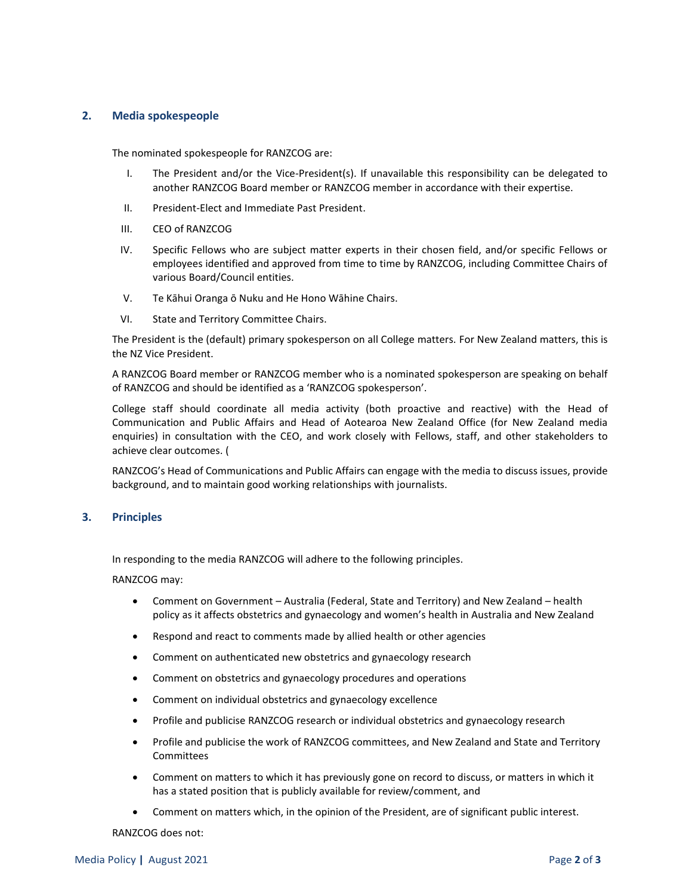## 2. Media spokespeople

The nominated spokespeople for RANZCOG are:

I. The President and/or the Vice-President(s). If unavailable this responsibility can be delegated to another RANZCOG Board member or RANZCOG member in accordance with their expertise.

II. President-Elect and Immediate Past President.

III. CEO of RANZCOG

IV. Specific Fellows who are subject matter experts in their chosen field, and/or specific Fellows or employees identified and approved from time to time by RANZCOG, including Committee Chairs of various Board/Council entities.

V. Te Kāhui Oranga ō Nuku and He Hono Wāhine Chairs.

VI. State and Territory Committee Chairs.

The President is the (default) primary spokesperson on all College matters. For New Zealand matters, this is the NZ Vice President.

A RANZCOG Board member or RANZCOG member who is a nominated spokesperson are speaking on behalf of RANZCOG and should be identified as a 'RANZCOG spokesperson'.

College staff should coordinate all media activity (both proactive and reactive) with the Head of Communication and Public Affairs and Head of Aotearoa New Zealand Office (for New Zealand media enquiries) in consultation with the CEO, and work closely with Fellows, staff, and other stakeholders to achieve clear outcomes. (

RANZCOG's Head of Communications and Public Affairs can engage with the media to discuss issues, provide background, and to maintain good working relationships with journalists.

## 3. Principles

In responding to the media RANZCOG will adhere to the following principles.

RANZCOG may:

- Comment on Government – Australia (Federal, State and Territory) and New Zealand – health policy as it affects obstetrics and gynaecology and women's health in Australia and New Zealand
- Respond and react to comments made by allied health or other agencies
- Comment on authenticated new obstetrics and gynaecology research
- Comment on obstetrics and gynaecology procedures and operations
- Comment on individual obstetrics and gynaecology excellence
- Profile and publicise RANZCOG research or individual obstetrics and gynaecology research
- Profile and publicise the work of RANZCOG committees, and New Zealand and State and Territory Committees
- Comment on matters to which it has previously gone on record to discuss, or matters in which it has a stated position that is publicly available for review/comment, and
- Comment on matters which, in the opinion of the President, are of significant public interest.

RANZCOG does not: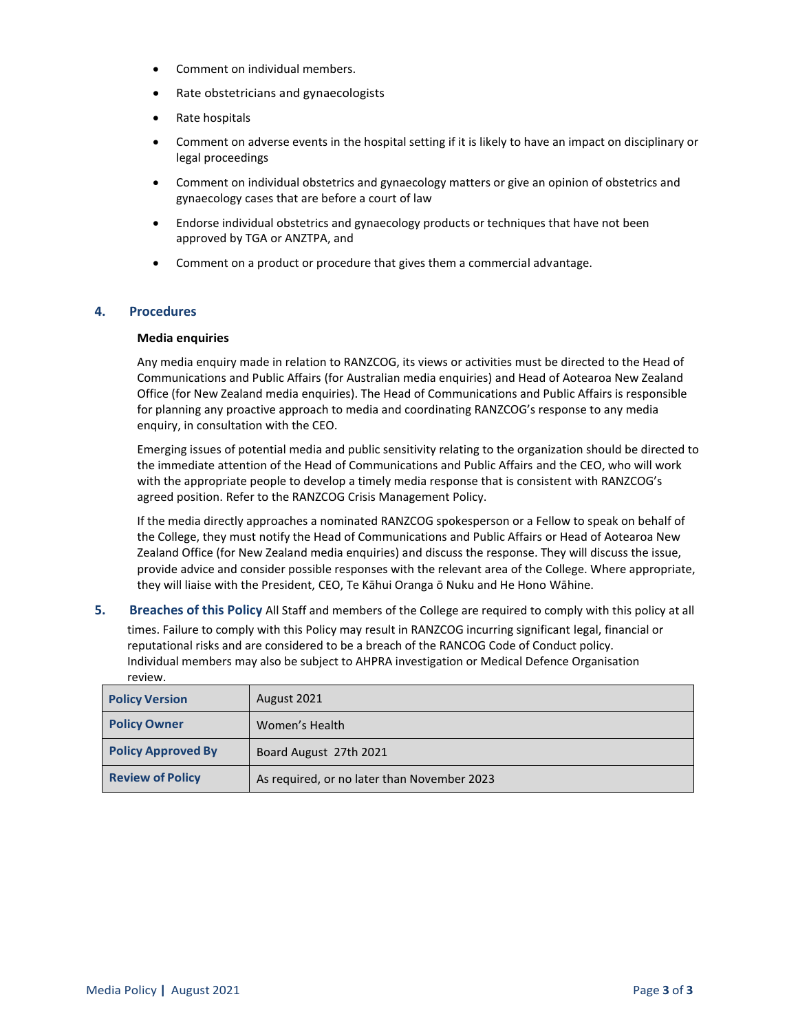- Comment on individual members.
- Rate obstetricians and gynaecologists
- Rate hospitals
- Comment on adverse events in the hospital setting if it is likely to have an impact on disciplinary or legal proceedings
- Comment on individual obstetrics and gynaecology matters or give an opinion of obstetrics and gynaecology cases that are before a court of law
- Endorse individual obstetrics and gynaecology products or techniques that have not been approved by TGA or ANZTPA, and
- Comment on a product or procedure that gives them a commercial advantage.

## 4. Procedures

**Media enquiries**

Any media enquiry made in relation to RANZCOG, its views or activities must be directed to the Head of Communications and Public Affairs (for Australian media enquiries) and Head of Aotearoa New Zealand Office (for New Zealand media enquiries). The Head of Communications and Public Affairs is responsible for planning any proactive approach to media and coordinating RANZCOG's response to any media enquiry, in consultation with the CEO.

Emerging issues of potential media and public sensitivity relating to the organization should be directed to the immediate attention of the Head of Communications and Public Affairs and the CEO, who will work with the appropriate people to develop a timely media response that is consistent with RANZCOG's agreed position. Refer to the RANZCOG Crisis Management Policy.

If the media directly approaches a nominated RANZCOG spokesperson or a Fellow to speak on behalf of the College, they must notify the Head of Communications and Public Affairs or Head of Aotearoa New Zealand Office (for New Zealand media enquiries) and discuss the response. They will discuss the issue, provide advice and consider possible responses with the relevant area of the College. Where appropriate, they will liaise with the President, CEO, Te Kāhui Oranga ō Nuku and He Hono Wāhine.

## 5. Breaches of this Policy

All Staff and members of the College are required to comply with this policy at all times. Failure to comply with this Policy may result in RANZCOG incurring significant legal, financial or reputational risks and are considered to be a breach of the RANCOG Code of Conduct policy. Individual members may also be subject to AHPRA investigation or Medical Defence Organisation review.

| | |
|---|---|
| **Policy Version** | August 2021 |
| **Policy Owner** | Women's Health |
| **Policy Approved By** | Board August 27th 2021 |
| **Review of Policy** | As required, or no later than November 2023 |